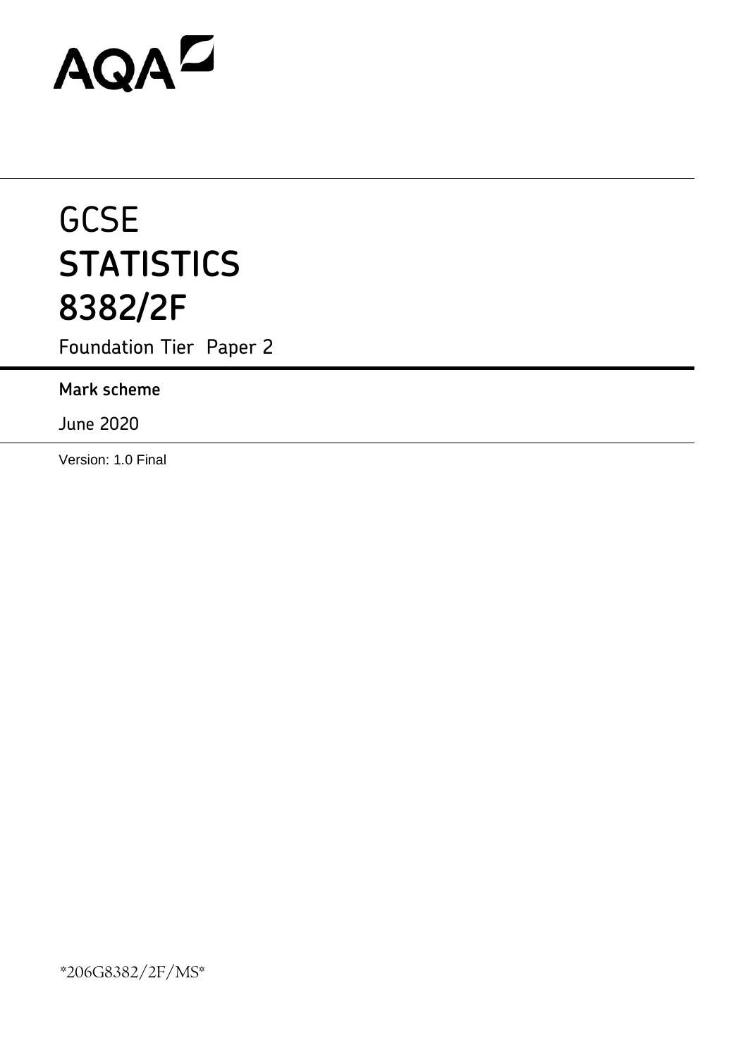AQA

# GCSE
# STATISTICS
# 8382/2F

Foundation Tier Paper 2

**Mark scheme**

June 2020

Version: 1.0 Final

*206G8382/2F/MS*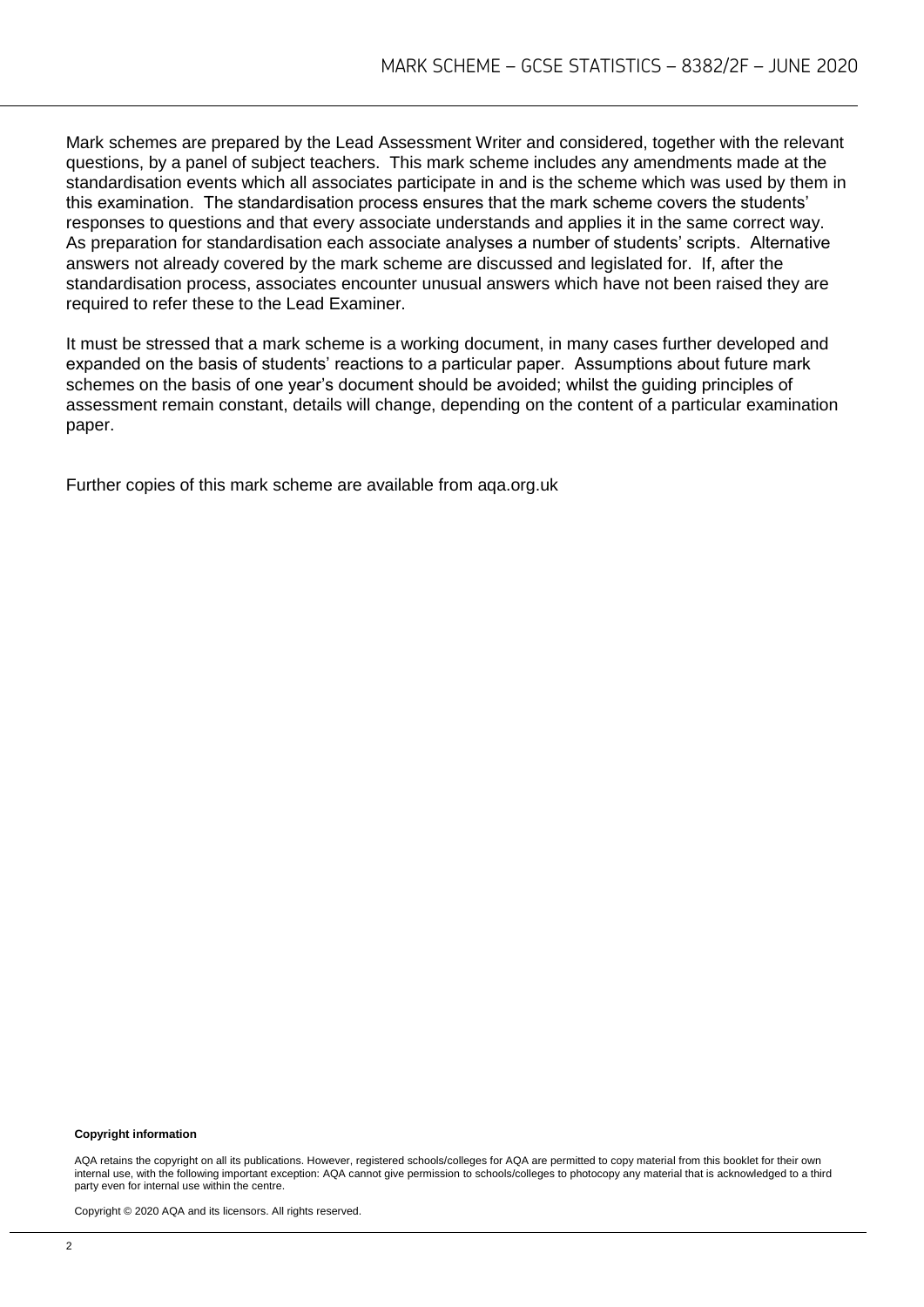Mark schemes are prepared by the Lead Assessment Writer and considered, together with the relevant questions, by a panel of subject teachers. This mark scheme includes any amendments made at the standardisation events which all associates participate in and is the scheme which was used by them in this examination. The standardisation process ensures that the mark scheme covers the students' responses to questions and that every associate understands and applies it in the same correct way. As preparation for standardisation each associate analyses a number of students' scripts. Alternative answers not already covered by the mark scheme are discussed and legislated for. If, after the standardisation process, associates encounter unusual answers which have not been raised they are required to refer these to the Lead Examiner.

It must be stressed that a mark scheme is a working document, in many cases further developed and expanded on the basis of students' reactions to a particular paper. Assumptions about future mark schemes on the basis of one year's document should be avoided; whilst the guiding principles of assessment remain constant, details will change, depending on the content of a particular examination paper.

Further copies of this mark scheme are available from aqa.org.uk

**Copyright information**

AQA retains the copyright on all its publications. However, registered schools/colleges for AQA are permitted to copy material from this booklet for their own internal use, with the following important exception: AQA cannot give permission to schools/colleges to photocopy any material that is acknowledged to a third party even for internal use within the centre.

Copyright © 2020 AQA and its licensors. All rights reserved.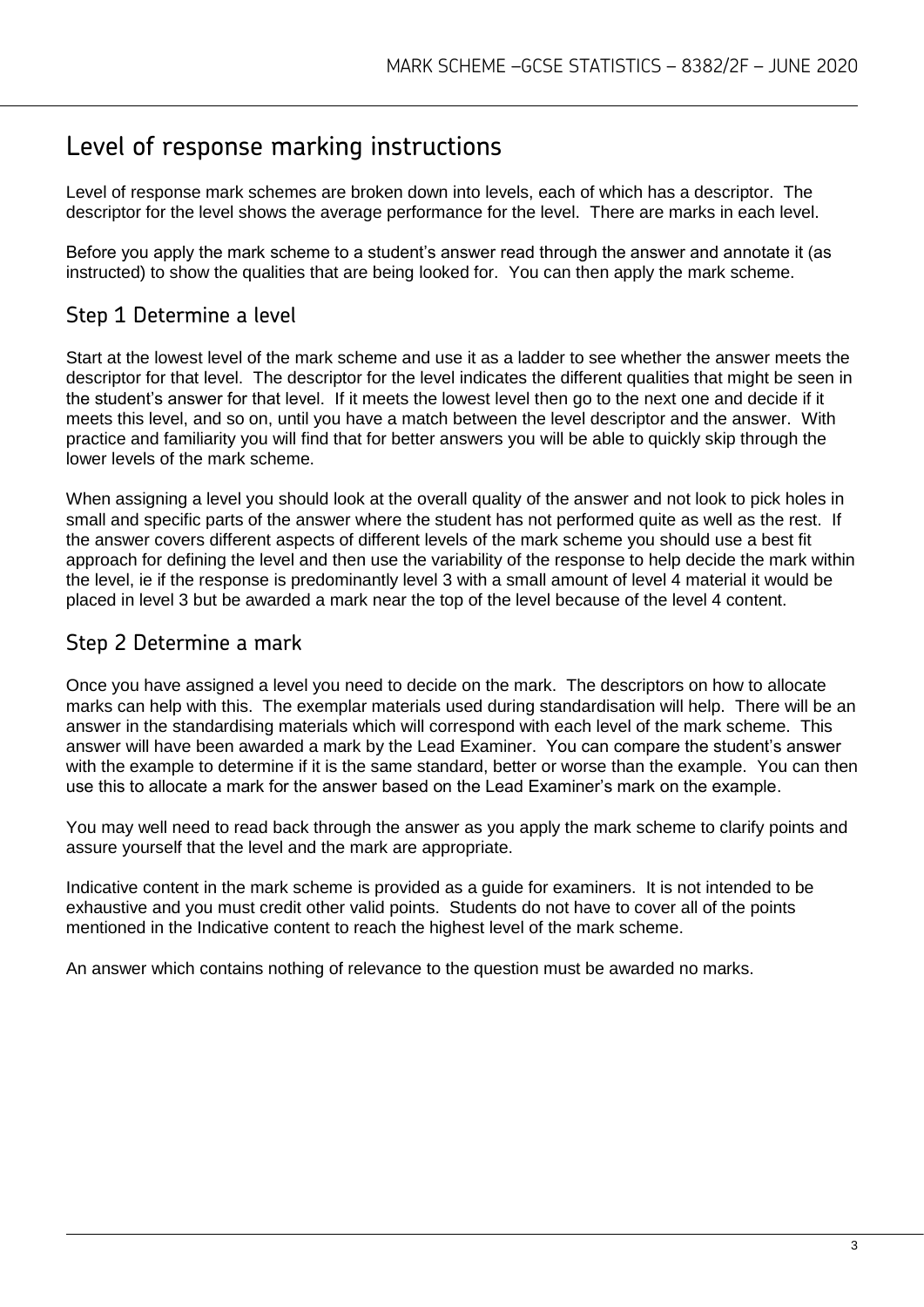# Level of response marking instructions

Level of response mark schemes are broken down into levels, each of which has a descriptor. The descriptor for the level shows the average performance for the level. There are marks in each level.

Before you apply the mark scheme to a student's answer read through the answer and annotate it (as instructed) to show the qualities that are being looked for. You can then apply the mark scheme.

## Step 1 Determine a level

Start at the lowest level of the mark scheme and use it as a ladder to see whether the answer meets the descriptor for that level. The descriptor for the level indicates the different qualities that might be seen in the student's answer for that level. If it meets the lowest level then go to the next one and decide if it meets this level, and so on, until you have a match between the level descriptor and the answer. With practice and familiarity you will find that for better answers you will be able to quickly skip through the lower levels of the mark scheme.

When assigning a level you should look at the overall quality of the answer and not look to pick holes in small and specific parts of the answer where the student has not performed quite as well as the rest. If the answer covers different aspects of different levels of the mark scheme you should use a best fit approach for defining the level and then use the variability of the response to help decide the mark within the level, ie if the response is predominantly level 3 with a small amount of level 4 material it would be placed in level 3 but be awarded a mark near the top of the level because of the level 4 content.

## Step 2 Determine a mark

Once you have assigned a level you need to decide on the mark. The descriptors on how to allocate marks can help with this. The exemplar materials used during standardisation will help. There will be an answer in the standardising materials which will correspond with each level of the mark scheme. This answer will have been awarded a mark by the Lead Examiner. You can compare the student's answer with the example to determine if it is the same standard, better or worse than the example. You can then use this to allocate a mark for the answer based on the Lead Examiner's mark on the example.

You may well need to read back through the answer as you apply the mark scheme to clarify points and assure yourself that the level and the mark are appropriate.

Indicative content in the mark scheme is provided as a guide for examiners. It is not intended to be exhaustive and you must credit other valid points. Students do not have to cover all of the points mentioned in the Indicative content to reach the highest level of the mark scheme.

An answer which contains nothing of relevance to the question must be awarded no marks.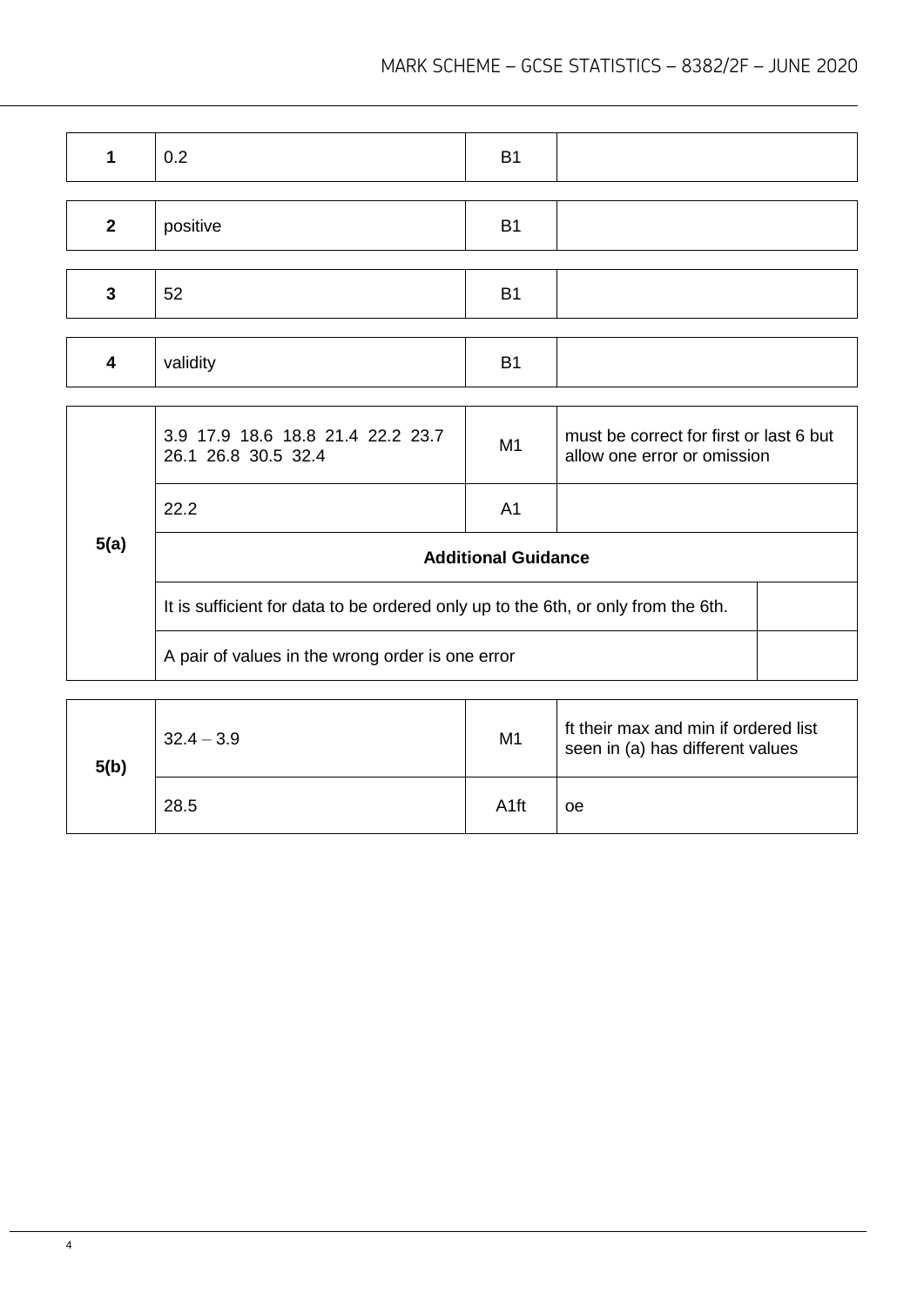| Question | Answer | Mark | Comments |
|---|---|---|---|
| 1 | 0.2 | B1 | |

| Question | Answer | Mark | Comments |
|---|---|---|---|
| 2 | positive | B1 | |

| Question | Answer | Mark | Comments |
|---|---|---|---|
| 3 | 52 | B1 | |

| Question | Answer | Mark | Comments |
|---|---|---|---|
| 4 | validity | B1 | |

| Question | Answer | Mark | Comments |
|---|---|---|---|
| 5(a) | 3.9 17.9 18.6 18.8 21.4 22.2 23.7 26.1 26.8 30.5 32.4 | M1 | must be correct for first or last 6 but allow one error or omission |
| | 22.2 | A1 | |
| | **Additional Guidance** | | |
| | It is sufficient for data to be ordered only up to the 6th, or only from the 6th. | | |
| | A pair of values in the wrong order is one error | | |

| Question | Answer | Mark | Comments |
|---|---|---|---|
| 5(b) | $32.4 - 3.9$ | M1 | ft their max and min if ordered list seen in (a) has different values |
| | 28.5 | A1ft | oe |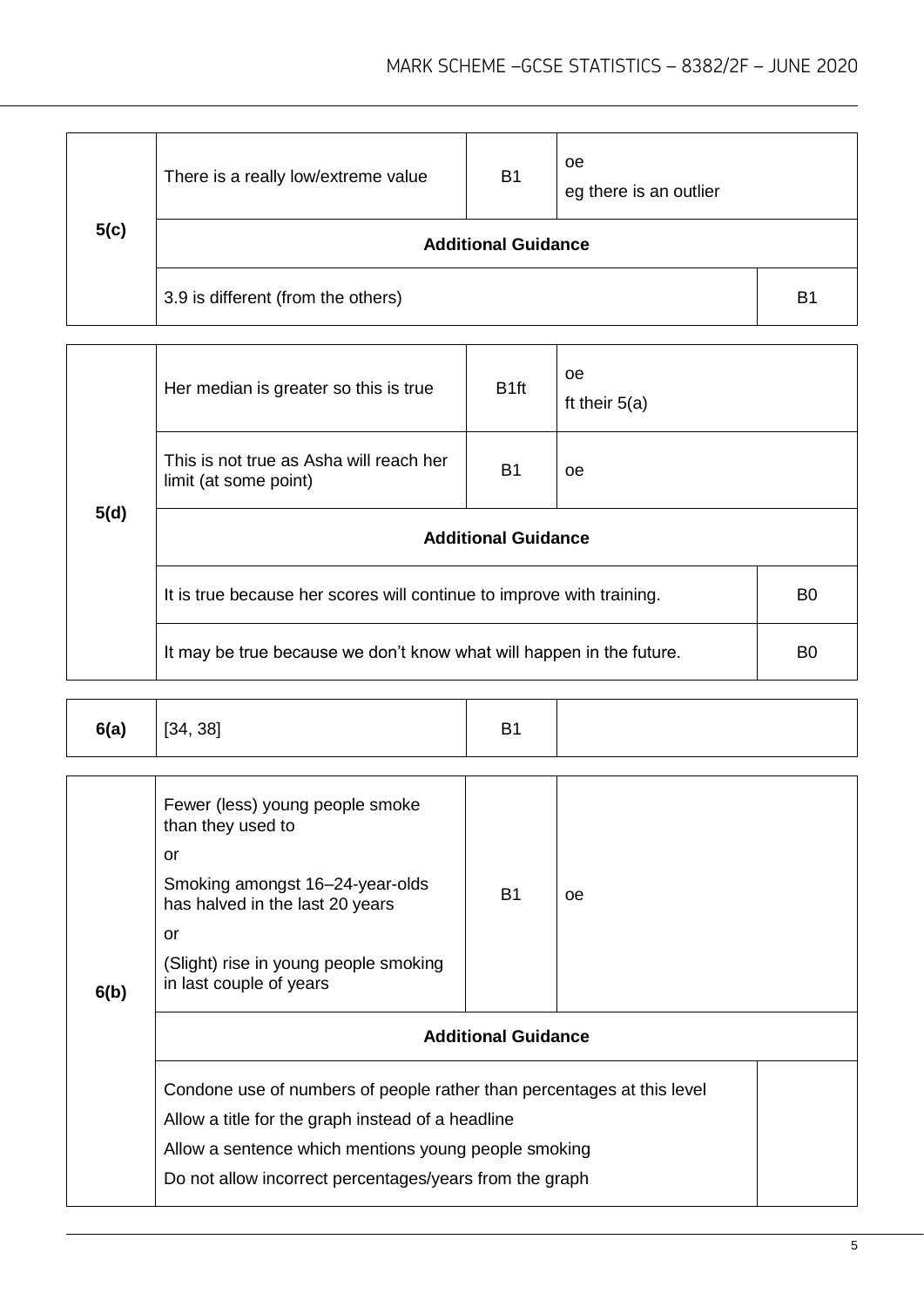| Question | Answer | Mark | Comments |
|---|---|---|---|
| 5(c) | There is a really low/extreme value | B1 | oe<br>eg there is an outlier |
| | **Additional Guidance** | | |
| | 3.9 is different (from the others) | | B1 |

| Question | Answer | Mark | Comments |
|---|---|---|---|
| 5(d) | Her median is greater so this is true | B1ft | oe<br>ft their 5(a) |
| | This is not true as Asha will reach her limit (at some point) | B1 | oe |
| | **Additional Guidance** | | |
| | It is true because her scores will continue to improve with training. | | B0 |
| | It may be true because we don't know what will happen in the future. | | B0 |

| Question | Answer | Mark | Comments |
|---|---|---|---|
| 6(a) | [34, 38] | B1 | |

| Question | Answer | Mark | Comments |
|---|---|---|---|
| 6(b) | Fewer (less) young people smoke than they used to<br>or<br>Smoking amongst 16–24-year-olds has halved in the last 20 years<br>or<br>(Slight) rise in young people smoking in last couple of years | B1 | oe |
| | **Additional Guidance** | | |
| | Condone use of numbers of people rather than percentages at this level<br>Allow a title for the graph instead of a headline<br>Allow a sentence which mentions young people smoking<br>Do not allow incorrect percentages/years from the graph | | |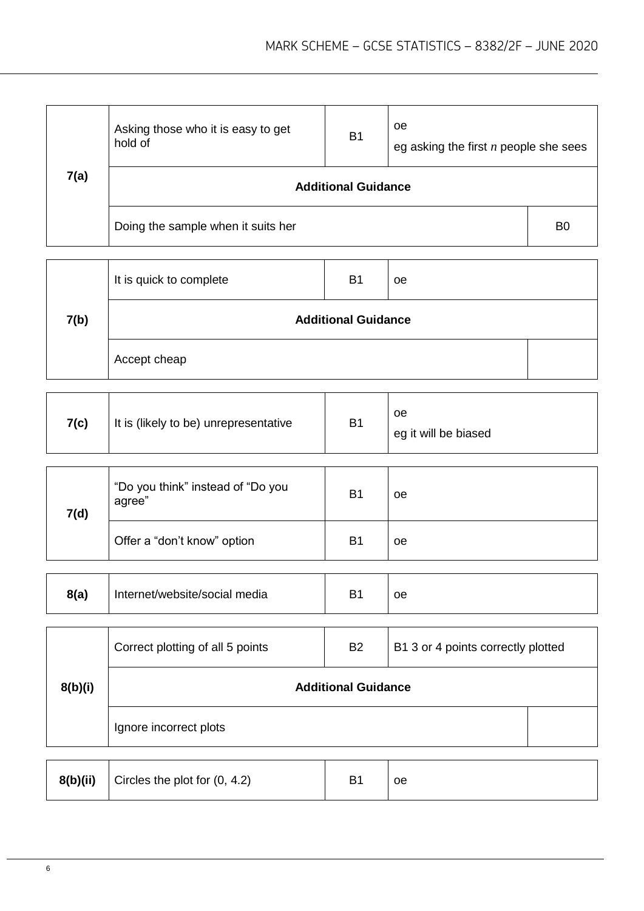| Question | Answer | Marks | Comments |
|---|---|---|---|
| 7(a) | Asking those who it is easy to get hold of | B1 | oe<br>eg asking the first $n$ people she sees |
| | **Additional Guidance** | | |
| | Doing the sample when it suits her | | B0 |

| Question | Answer | Marks | Comments |
|---|---|---|---|
| 7(b) | It is quick to complete | B1 | oe |
| | **Additional Guidance** | | |
| | Accept cheap | | |

| Question | Answer | Marks | Comments |
|---|---|---|---|
| 7(c) | It is (likely to be) unrepresentative | B1 | oe<br>eg it will be biased |

| Question | Answer | Marks | Comments |
|---|---|---|---|
| 7(d) | "Do you think" instead of "Do you agree" | B1 | oe |
| | Offer a "don't know" option | B1 | oe |

| Question | Answer | Marks | Comments |
|---|---|---|---|
| 8(a) | Internet/website/social media | B1 | oe |

| Question | Answer | Marks | Comments |
|---|---|---|---|
| 8(b)(i) | Correct plotting of all 5 points | B2 | B1 3 or 4 points correctly plotted |
| | **Additional Guidance** | | |
| | Ignore incorrect plots | | |

| Question | Answer | Marks | Comments |
|---|---|---|---|
| 8(b)(ii) | Circles the plot for (0, 4.2) | B1 | oe |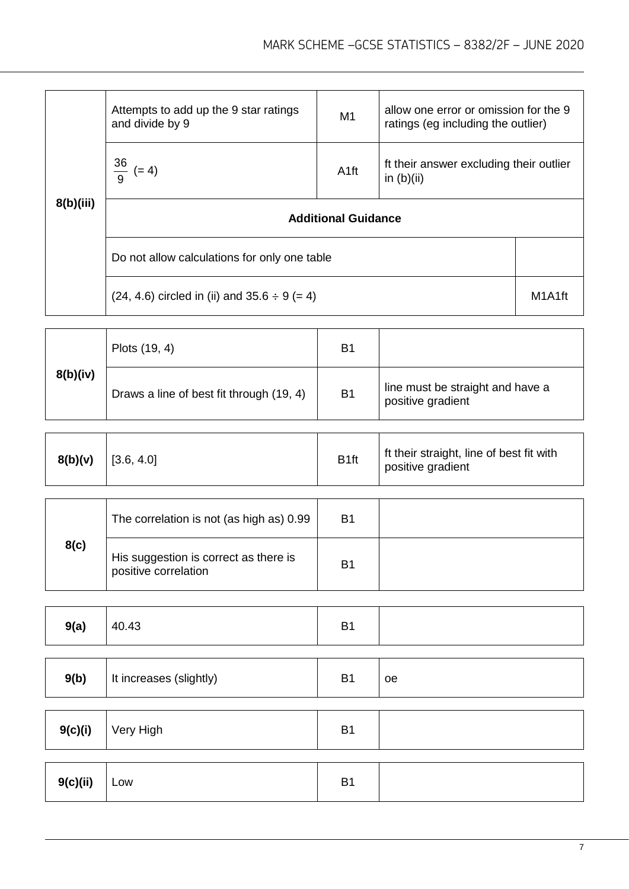| Question | Answer | Mark | Comments |
|---|---|---|---|
| 8(b)(iii) | Attempts to add up the 9 star ratings and divide by 9 | M1 | allow one error or omission for the 9 ratings (eg including the outlier) |
| | $\frac{36}{9}$ (= 4) | A1ft | ft their answer excluding their outlier in (b)(ii) |
| | **Additional Guidance** | | |
| | Do not allow calculations for only one table | | |
| | (24, 4.6) circled in (ii) and 35.6 ÷ 9 (= 4) | | M1A1ft |

| Question | Answer | Mark | Comments |
|---|---|---|---|
| 8(b)(iv) | Plots (19, 4) | B1 | |
| | Draws a line of best fit through (19, 4) | B1 | line must be straight and have a positive gradient |

| Question | Answer | Mark | Comments |
|---|---|---|---|
| 8(b)(v) | [3.6, 4.0] | B1ft | ft their straight, line of best fit with positive gradient |

| Question | Answer | Mark | Comments |
|---|---|---|---|
| 8(c) | The correlation is not (as high as) 0.99 | B1 | |
| | His suggestion is correct as there is positive correlation | B1 | |

| Question | Answer | Mark | Comments |
|---|---|---|---|
| 9(a) | 40.43 | B1 | |

| Question | Answer | Mark | Comments |
|---|---|---|---|
| 9(b) | It increases (slightly) | B1 | oe |

| Question | Answer | Mark | Comments |
|---|---|---|---|
| 9(c)(i) | Very High | B1 | |

| Question | Answer | Mark | Comments |
|---|---|---|---|
| 9(c)(ii) | Low | B1 | |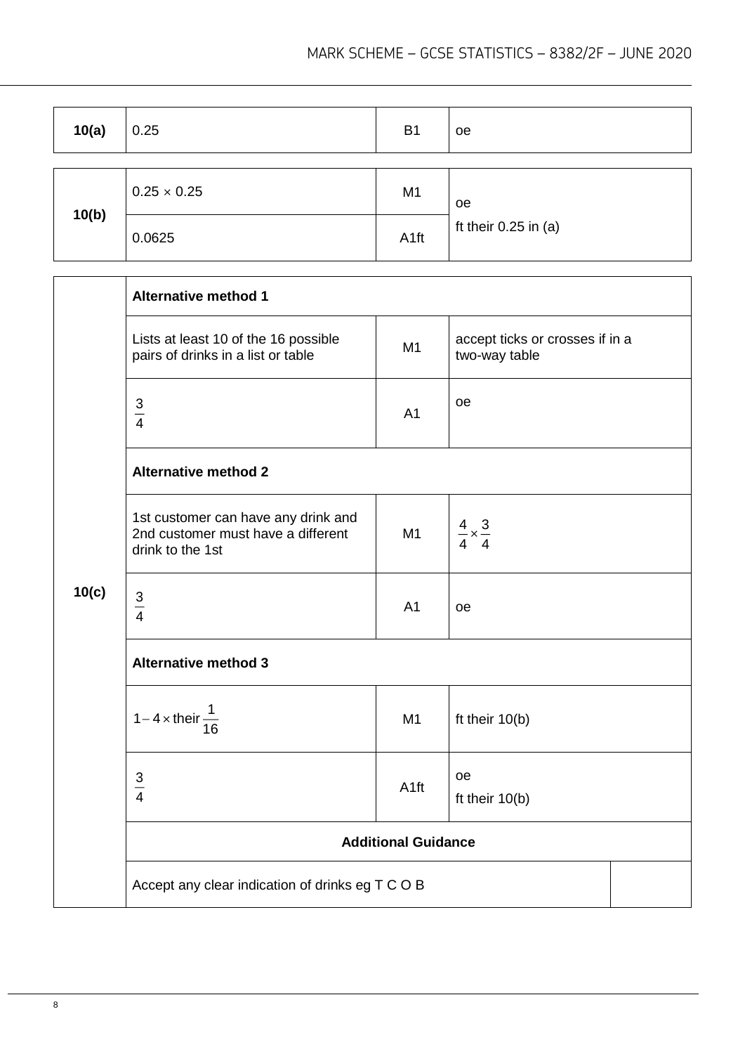| Question | Answer | Mark | Comments |
|---|---|---|---|
| 10(a) | 0.25 | B1 | oe |

| Question | Answer | Mark | Comments |
|---|---|---|---|
| 10(b) | $0.25 \times 0.25$ | M1 | oe<br>ft their 0.25 in (a) |
| | 0.0625 | A1ft | |

| Question | Answer | Mark | Comments |
|---|---|---|---|
| 10(c) | **Alternative method 1** | | |
| | Lists at least 10 of the 16 possible pairs of drinks in a list or table | M1 | accept ticks or crosses if in a two-way table |
| | $\frac{3}{4}$ | A1 | oe |
| | **Alternative method 2** | | |
| | 1st customer can have any drink and 2nd customer must have a different drink to the 1st | M1 | $\frac{4}{4} \times \frac{3}{4}$ |
| | $\frac{3}{4}$ | A1 | oe |
| | **Alternative method 3** | | |
| | $1 - 4 \times \text{their } \frac{1}{16}$ | M1 | ft their 10(b) |
| | $\frac{3}{4}$ | A1ft | oe<br>ft their 10(b) |
| | **Additional Guidance** | | |
| | Accept any clear indication of drinks eg T C O B | | |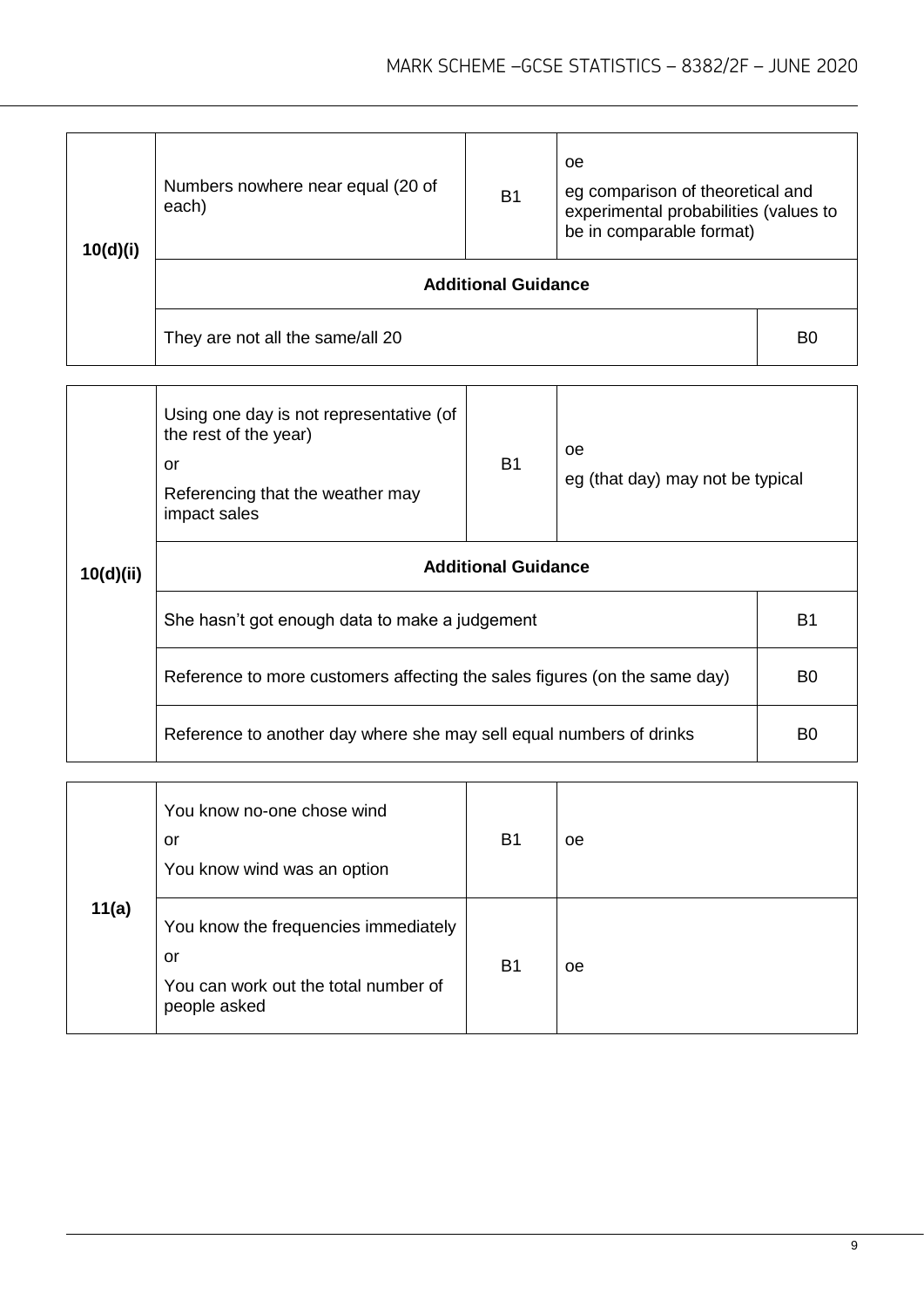| Question | Answer | Mark | Comments |
|---|---|---|---|
| 10(d)(i) | Numbers nowhere near equal (20 of each) | B1 | oe<br>eg comparison of theoretical and experimental probabilities (values to be in comparable format) |
| | **Additional Guidance** | | |
| | They are not all the same/all 20 | | B0 |

| Question | Answer | Mark | Comments |
|---|---|---|---|
| 10(d)(ii) | Using one day is not representative (of the rest of the year)<br>or<br>Referencing that the weather may impact sales | B1 | oe<br>eg (that day) may not be typical |
| | **Additional Guidance** | | |
| | She hasn't got enough data to make a judgement | | B1 |
| | Reference to more customers affecting the sales figures (on the same day) | | B0 |
| | Reference to another day where she may sell equal numbers of drinks | | B0 |

| Question | Answer | Mark | Comments |
|---|---|---|---|
| 11(a) | You know no-one chose wind<br>or<br>You know wind was an option | B1 | oe |
| | You know the frequencies immediately<br>or<br>You can work out the total number of people asked | B1 | oe |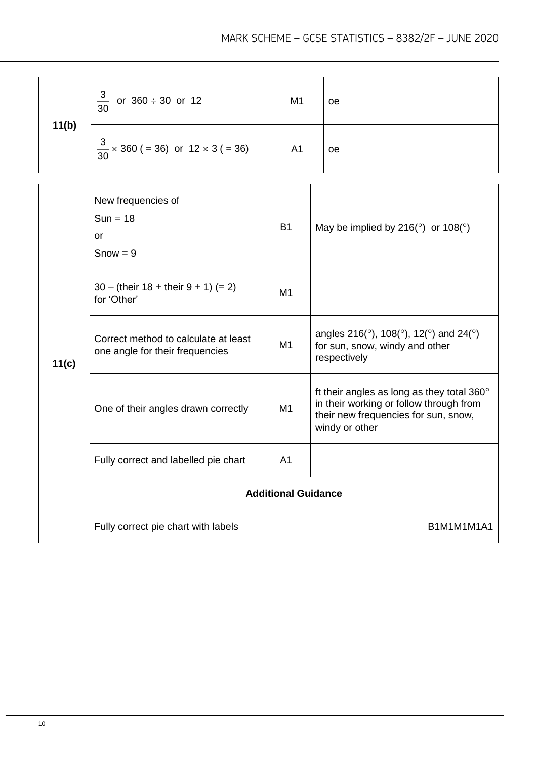| 11(b) | | | |
|---|---|---|---|
| 11(b) | $\frac{3}{30}$ or $360 \div 30$ or 12 | M1 | oe |
| | $\frac{3}{30} \times 360$ ( = 36) or $12 \times 3$ ( = 36) | A1 | oe |

| 11(c) | | | |
|---|---|---|---|
| 11(c) | New frequencies of Sun = 18 or Snow = 9 | B1 | May be implied by 216(°) or 108(°) |
| | 30 – (their 18 + their 9 + 1) (= 2) for 'Other' | M1 | |
| | Correct method to calculate at least one angle for their frequencies | M1 | angles 216(°), 108(°), 12(°) and 24(°) for sun, snow, windy and other respectively |
| | One of their angles drawn correctly | M1 | ft their angles as long as they total 360° in their working or follow through from their new frequencies for sun, snow, windy or other |
| | Fully correct and labelled pie chart | A1 | |
| | **Additional Guidance** | | |
| | Fully correct pie chart with labels | | B1M1M1M1A1 |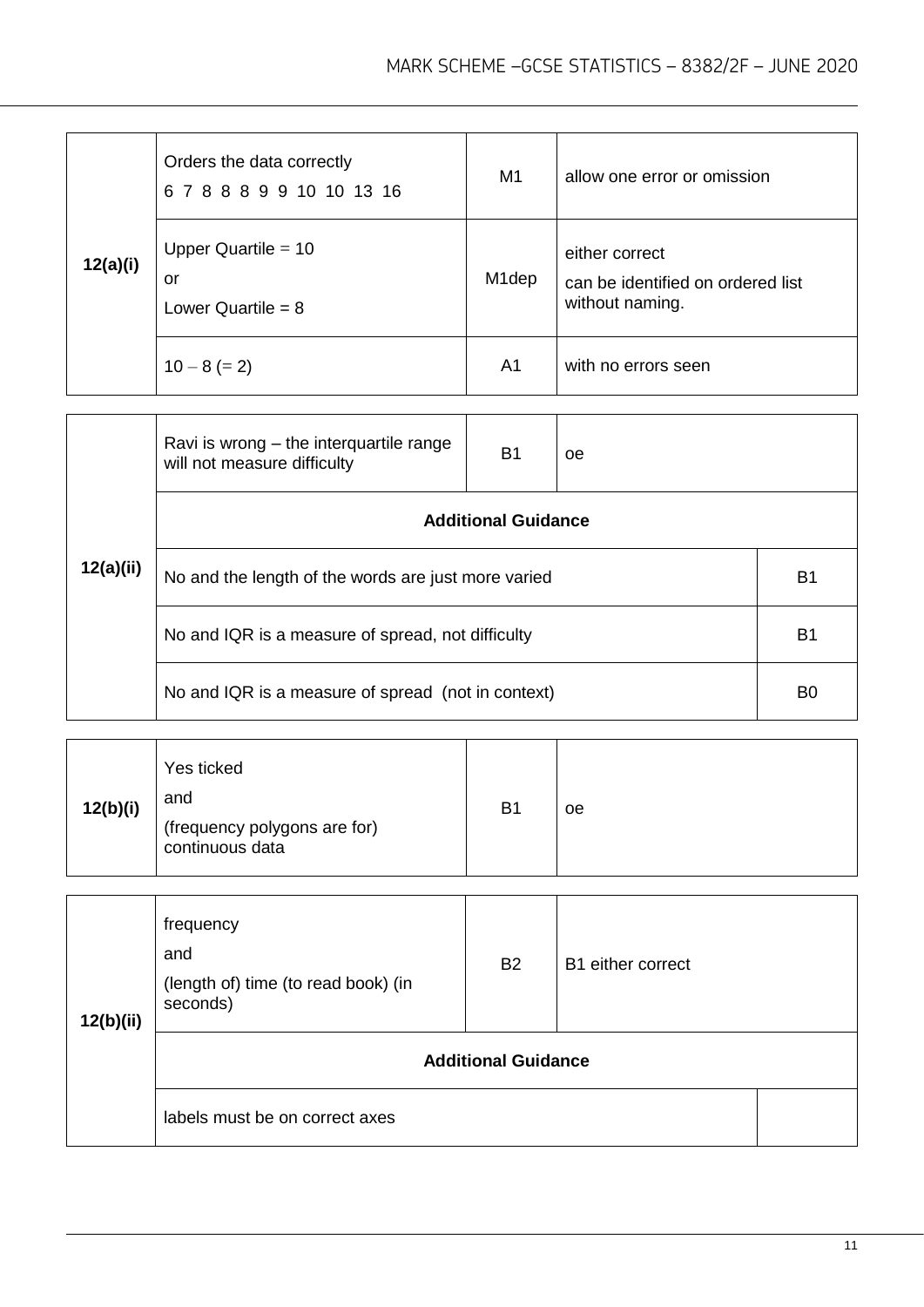| Question | Answer | Marks | Comments |
|---|---|---|---|
| 12(a)(i) | Orders the data correctly<br>6 7 8 8 8 9 9 10 10 13 16 | M1 | allow one error or omission |
| | Upper Quartile = 10<br>or<br>Lower Quartile = 8 | M1dep | either correct<br>can be identified on ordered list without naming. |
| | $10 - 8$ (= 2) | A1 | with no errors seen |

| Question | Answer | Marks | Comments |
|---|---|---|---|
| 12(a)(ii) | Ravi is wrong – the interquartile range will not measure difficulty | B1 | oe |
| | **Additional Guidance** | | |
| | No and the length of the words are just more varied | | B1 |
| | No and IQR is a measure of spread, not difficulty | | B1 |
| | No and IQR is a measure of spread (not in context) | | B0 |

| Question | Answer | Marks | Comments |
|---|---|---|---|
| 12(b)(i) | Yes ticked<br>and<br>(frequency polygons are for) continuous data | B1 | oe |

| Question | Answer | Marks | Comments |
|---|---|---|---|
| 12(b)(ii) | frequency<br>and<br>(length of) time (to read book) (in seconds) | B2 | B1 either correct |
| | **Additional Guidance** | | |
| | labels must be on correct axes | | |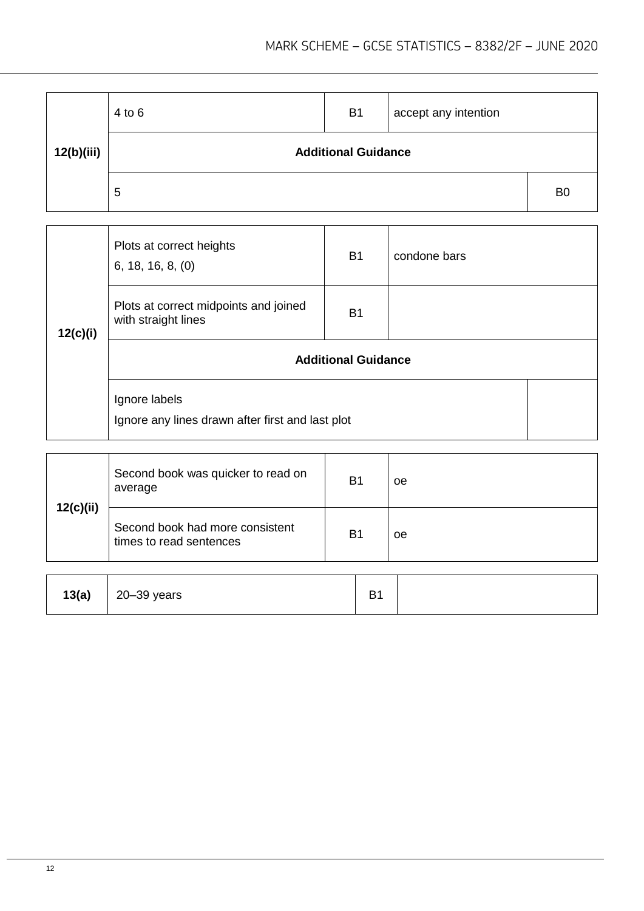| Question | Answer | Marks | Comments |
|---|---|---|---|
| 12(b)(iii) | 4 to 6 | B1 | accept any intention |
| | **Additional Guidance** | | |
| | 5 | | B0 |

| Question | Answer | Marks | Comments |
|---|---|---|---|
| 12(c)(i) | Plots at correct heights<br>6, 18, 16, 8, (0) | B1 | condone bars |
| | Plots at correct midpoints and joined with straight lines | B1 | |
| | **Additional Guidance** | | |
| | Ignore labels<br>Ignore any lines drawn after first and last plot | | |

| Question | Answer | Marks | Comments |
|---|---|---|---|
| 12(c)(ii) | Second book was quicker to read on average | B1 | oe |
| | Second book had more consistent times to read sentences | B1 | oe |

| Question | Answer | Marks | Comments |
|---|---|---|---|
| 13(a) | 20–39 years | B1 | |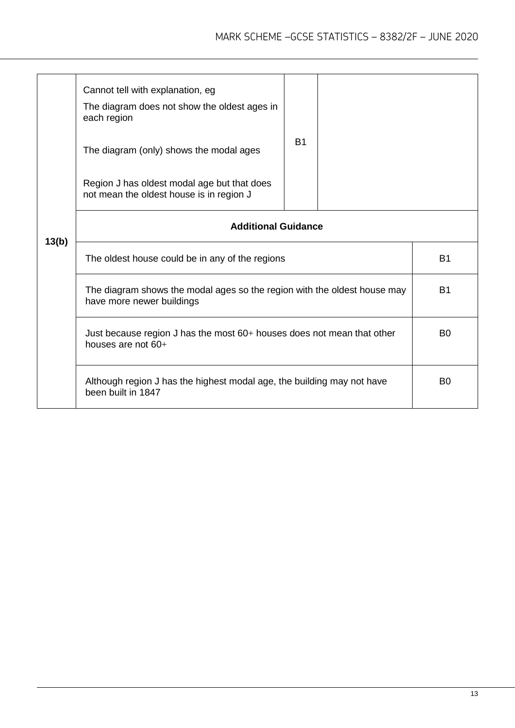| Question | Answer | Marks | Comments |
|---|---|---|---|
| 13(b) | Cannot tell with explanation, eg<br>The diagram does not show the oldest ages in each region<br><br>The diagram (only) shows the modal ages<br><br>Region J has oldest modal age but that does not mean the oldest house is in region J | B1 | |

**Additional Guidance**

| Response | Mark |
|---|---|
| The oldest house could be in any of the regions | B1 |
| The diagram shows the modal ages so the region with the oldest house may have more newer buildings | B1 |
| Just because region J has the most 60+ houses does not mean that other houses are not 60+ | B0 |
| Although region J has the highest modal age, the building may not have been built in 1847 | B0 |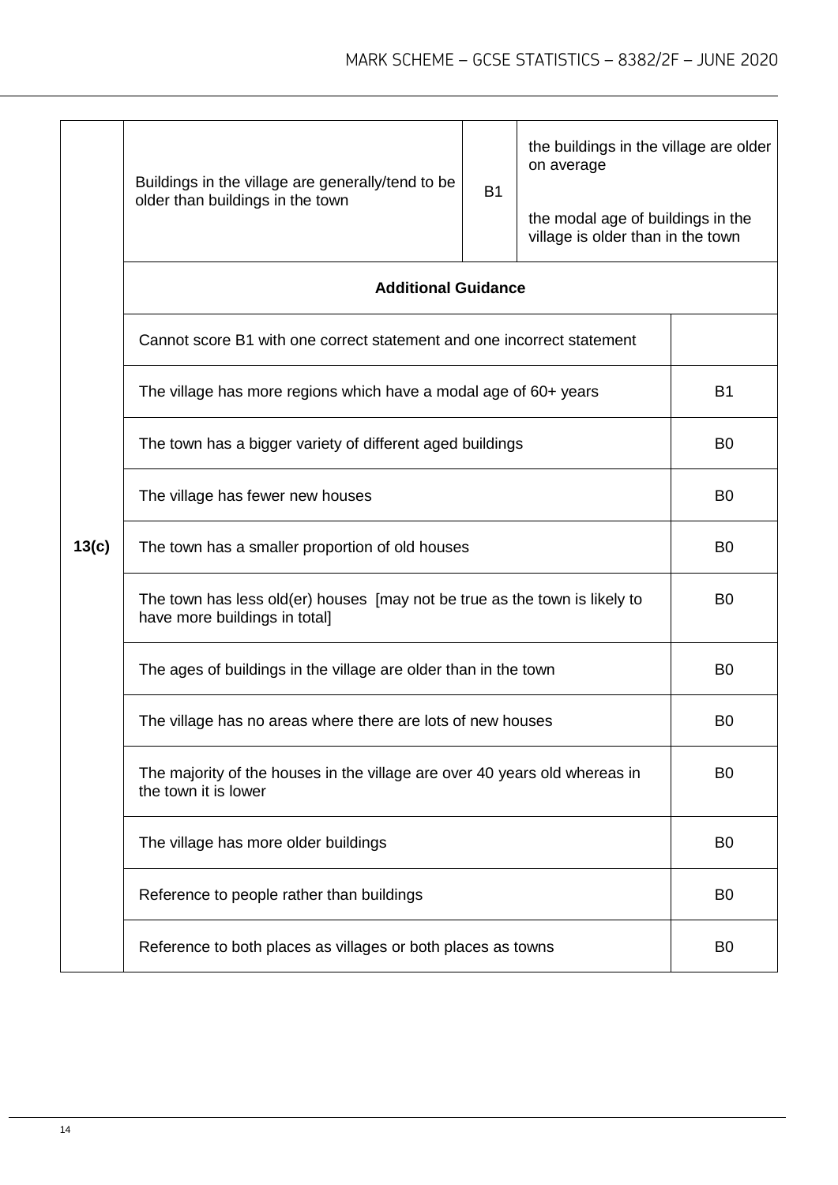| Question | Answer | Mark | Comments |
|---|---|---|---|
| 13(c) | Buildings in the village are generally/tend to be older than buildings in the town | B1 | the buildings in the village are older on average<br><br>the modal age of buildings in the village is older than in the town |
| | **Additional Guidance** | | |
| | Cannot score B1 with one correct statement and one incorrect statement | | |
| | The village has more regions which have a modal age of 60+ years | | B1 |
| | The town has a bigger variety of different aged buildings | | B0 |
| | The village has fewer new houses | | B0 |
| | The town has a smaller proportion of old houses | | B0 |
| | The town has less old(er) houses [may not be true as the town is likely to have more buildings in total] | | B0 |
| | The ages of buildings in the village are older than in the town | | B0 |
| | The village has no areas where there are lots of new houses | | B0 |
| | The majority of the houses in the village are over 40 years old whereas in the town it is lower | | B0 |
| | The village has more older buildings | | B0 |
| | Reference to people rather than buildings | | B0 |
| | Reference to both places as villages or both places as towns | | B0 |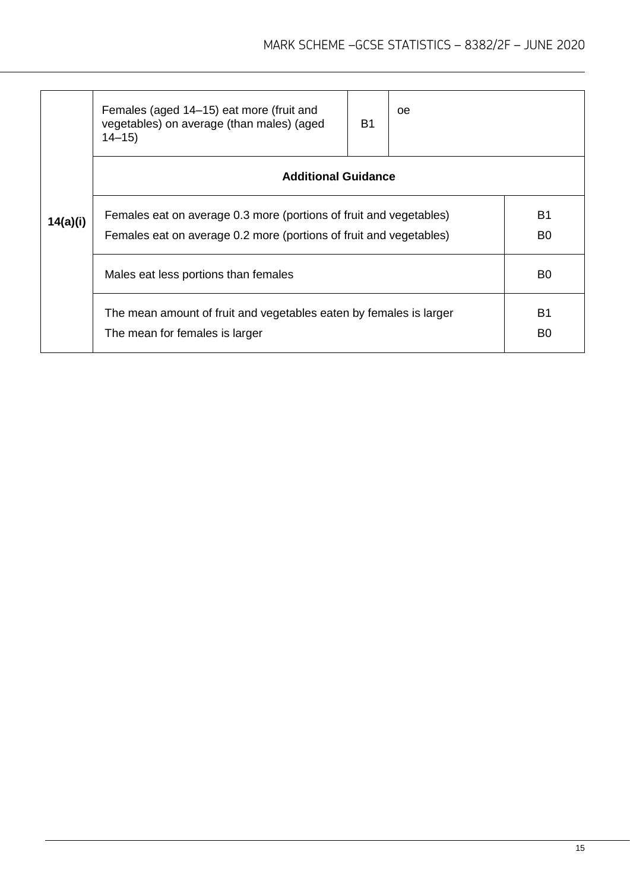| Question | Answer | Mark | Comments |
|---|---|---|---|
| 14(a)(i) | Females (aged 14–15) eat more (fruit and vegetables) on average (than males) (aged 14–15) | B1 | oe |
| | **Additional Guidance** | | |
| | Females eat on average 0.3 more (portions of fruit and vegetables) | | B1 |
| | Females eat on average 0.2 more (portions of fruit and vegetables) | | B0 |
| | Males eat less portions than females | | B0 |
| | The mean amount of fruit and vegetables eaten by females is larger | | B1 |
| | The mean for females is larger | | B0 |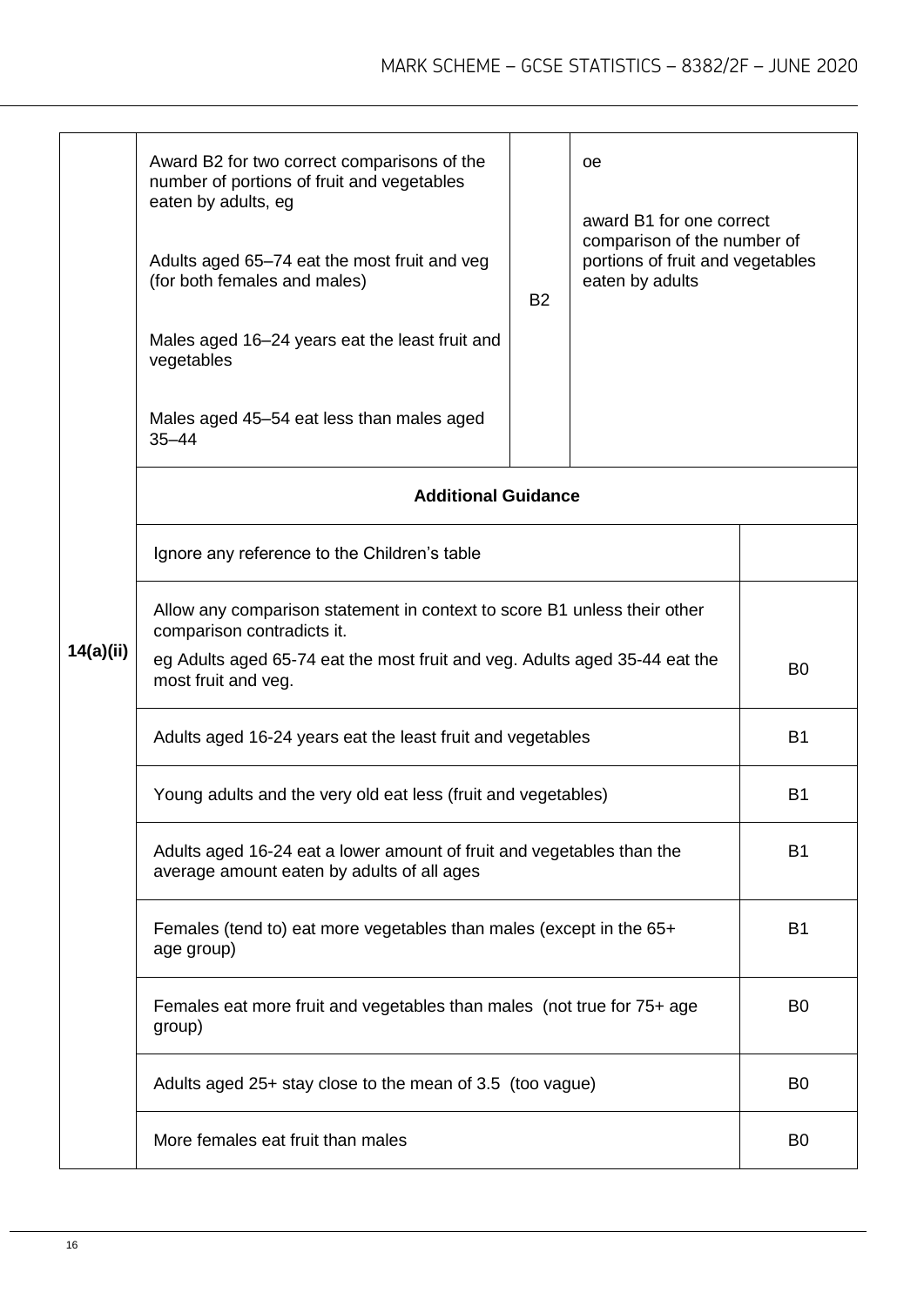| Question | Answer | Mark | Comments |
| --- | --- | --- | --- |
| 14(a)(ii) | Award B2 for two correct comparisons of the number of portions of fruit and vegetables eaten by adults, eg<br><br>Adults aged 65–74 eat the most fruit and veg (for both females and males)<br><br>Males aged 16–24 years eat the least fruit and vegetables<br><br>Males aged 45–54 eat less than males aged 35–44 | B2 | oe<br><br>award B1 for one correct comparison of the number of portions of fruit and vegetables eaten by adults |

**Additional Guidance**

| Guidance | Mark |
| --- | --- |
| Ignore any reference to the Children's table | |
| Allow any comparison statement in context to score B1 unless their other comparison contradicts it.<br>eg Adults aged 65-74 eat the most fruit and veg. Adults aged 35-44 eat the most fruit and veg. | B0 |
| Adults aged 16-24 years eat the least fruit and vegetables | B1 |
| Young adults and the very old eat less (fruit and vegetables) | B1 |
| Adults aged 16-24 eat a lower amount of fruit and vegetables than the average amount eaten by adults of all ages | B1 |
| Females (tend to) eat more vegetables than males (except in the 65+ age group) | B1 |
| Females eat more fruit and vegetables than males (not true for 75+ age group) | B0 |
| Adults aged 25+ stay close to the mean of 3.5 (too vague) | B0 |
| More females eat fruit than males | B0 |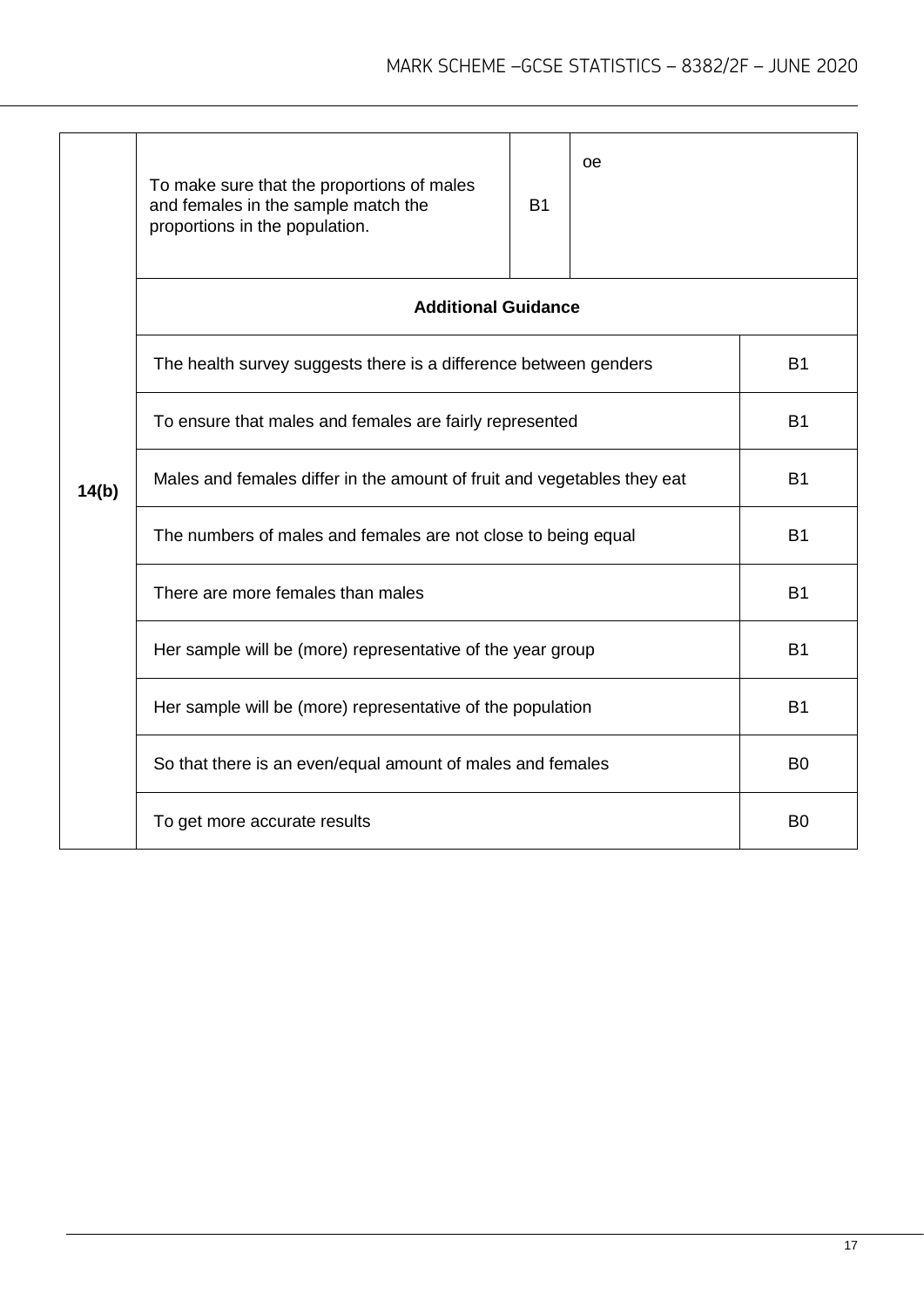| Question | Answer | Mark | Comments |
|---|---|---|---|
| 14(b) | To make sure that the proportions of males and females in the sample match the proportions in the population. | B1 | oe |
| | **Additional Guidance** | | |
| | The health survey suggests there is a difference between genders | | B1 |
| | To ensure that males and females are fairly represented | | B1 |
| | Males and females differ in the amount of fruit and vegetables they eat | | B1 |
| | The numbers of males and females are not close to being equal | | B1 |
| | There are more females than males | | B1 |
| | Her sample will be (more) representative of the year group | | B1 |
| | Her sample will be (more) representative of the population | | B1 |
| | So that there is an even/equal amount of males and females | | B0 |
| | To get more accurate results | | B0 |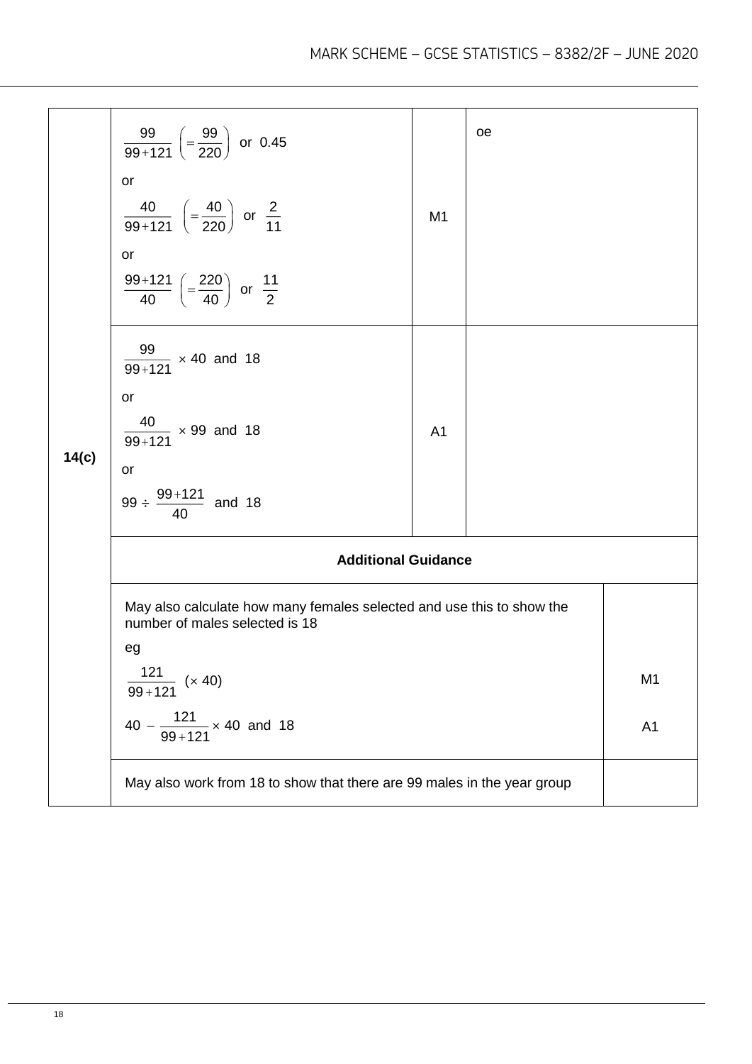| Q | Answer | Mark | Comments |
|---|---|---|---|
| 14(c) | $\frac{99}{99+121}$ $\left(=\frac{99}{220}\right)$ or 0.45<br>or<br>$\frac{40}{99+121}$ $\left(=\frac{40}{220}\right)$ or $\frac{2}{11}$<br>or<br>$\frac{99+121}{40}$ $\left(=\frac{220}{40}\right)$ or $\frac{11}{2}$ | M1 | oe |
| | $\frac{99}{99+121}$ $\times$ 40 and 18<br>or<br>$\frac{40}{99+121}$ $\times$ 99 and 18<br>or<br>99 $\div$ $\frac{99+121}{40}$ and 18 | A1 | |

**Additional Guidance**

| Guidance | Mark |
|---|---|
| May also calculate how many females selected and use this to show the number of males selected is 18<br>eg<br>$\frac{121}{99+121}$ $(\times 40)$<br>$40 - \frac{121}{99+121} \times 40$ and 18 | <br><br>M1<br>A1 |
| May also work from 18 to show that there are 99 males in the year group | |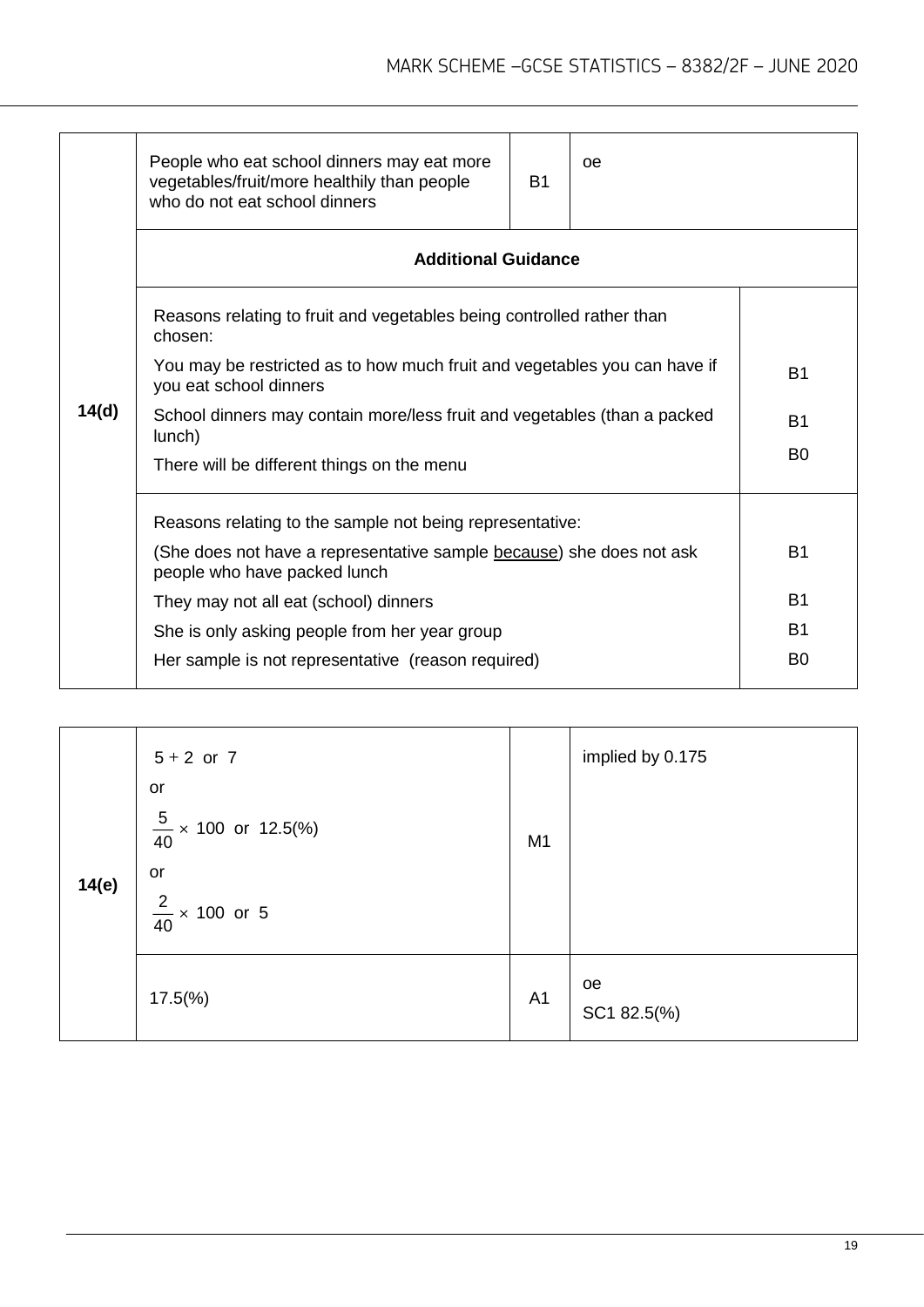| Question | Answer | Mark | Comments |
|---|---|---|---|
| 14(d) | People who eat school dinners may eat more vegetables/fruit/more healthily than people who do not eat school dinners | B1 | oe |
| | **Additional Guidance** | | |
| | Reasons relating to fruit and vegetables being controlled rather than chosen: | | |
| | You may be restricted as to how much fruit and vegetables you can have if you eat school dinners | | B1 |
| | School dinners may contain more/less fruit and vegetables (than a packed lunch) | | B1 |
| | There will be different things on the menu | | B0 |
| | Reasons relating to the sample not being representative: | | |
| | (She does not have a representative sample because) she does not ask people who have packed lunch | | B1 |
| | They may not all eat (school) dinners | | B1 |
| | She is only asking people from her year group | | B1 |
| | Her sample is not representative (reason required) | | B0 |

| Question | Answer | Mark | Comments |
|---|---|---|---|
| 14(e) | $5 + 2$ or $7$<br>or<br>$\frac{5}{40} \times 100$ or $12.5(\%)$<br>or<br>$\frac{2}{40} \times 100$ or $5$ | M1 | implied by 0.175 |
| | $17.5(\%)$ | A1 | oe<br>SC1 82.5(%) |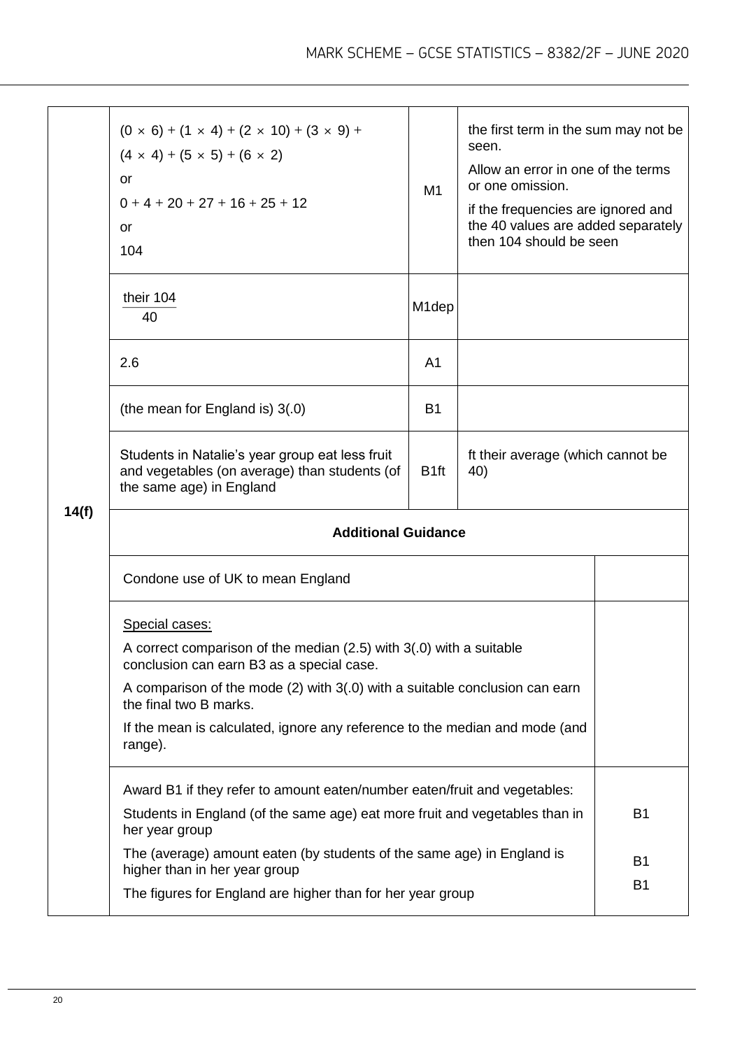| Question | Answer | Marks | Comments |
|---|---|---|---|
| 14(f) | $(0 \times 6) + (1 \times 4) + (2 \times 10) + (3 \times 9) +$ $(4 \times 4) + (5 \times 5) + (6 \times 2)$ or $0 + 4 + 20 + 27 + 16 + 25 + 12$ or 104 | M1 | the first term in the sum may not be seen. Allow an error in one of the terms or one omission. if the frequencies are ignored and the 40 values are added separately then 104 should be seen |
| | $\frac{\text{their } 104}{40}$ | M1dep | |
| | 2.6 | A1 | |
| | (the mean for England is) 3(.0) | B1 | |
| | Students in Natalie's year group eat less fruit and vegetables (on average) than students (of the same age) in England | B1ft | ft their average (which cannot be 40) |

**Additional Guidance**

| Guidance | Marks |
|---|---|
| Condone use of UK to mean England | |
| Special cases: A correct comparison of the median (2.5) with 3(.0) with a suitable conclusion can earn B3 as a special case. A comparison of the mode (2) with 3(.0) with a suitable conclusion can earn the final two B marks. If the mean is calculated, ignore any reference to the median and mode (and range). | |
| Award B1 if they refer to amount eaten/number eaten/fruit and vegetables: | |
| Students in England (of the same age) eat more fruit and vegetables than in her year group | B1 |
| The (average) amount eaten (by students of the same age) in England is higher than in her year group | B1 |
| The figures for England are higher than for her year group | B1 |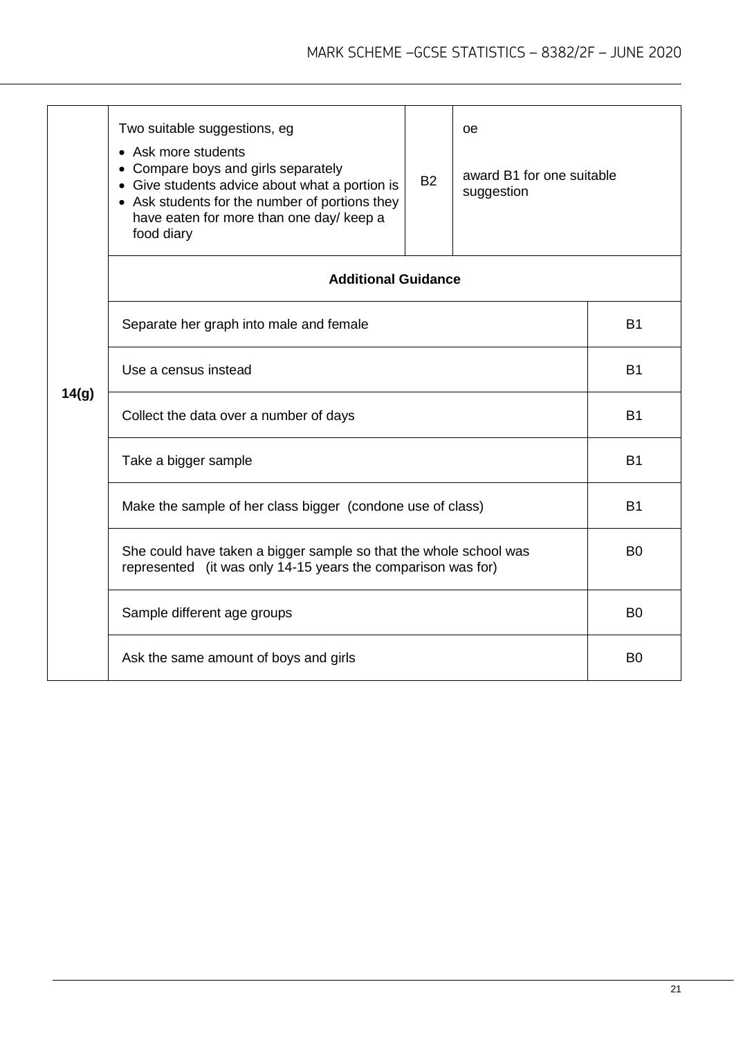| Question | Answer | Mark | Comments |
|---|---|---|---|
| 14(g) | Two suitable suggestions, eg<br>• Ask more students<br>• Compare boys and girls separately<br>• Give students advice about what a portion is<br>• Ask students for the number of portions they have eaten for more than one day/ keep a food diary | B2 | oe<br><br>award B1 for one suitable suggestion |

**Additional Guidance**

| | |
|---|---|
| Separate her graph into male and female | B1 |
| Use a census instead | B1 |
| Collect the data over a number of days | B1 |
| Take a bigger sample | B1 |
| Make the sample of her class bigger (condone use of class) | B1 |
| She could have taken a bigger sample so that the whole school was represented (it was only 14-15 years the comparison was for) | B0 |
| Sample different age groups | B0 |
| Ask the same amount of boys and girls | B0 |